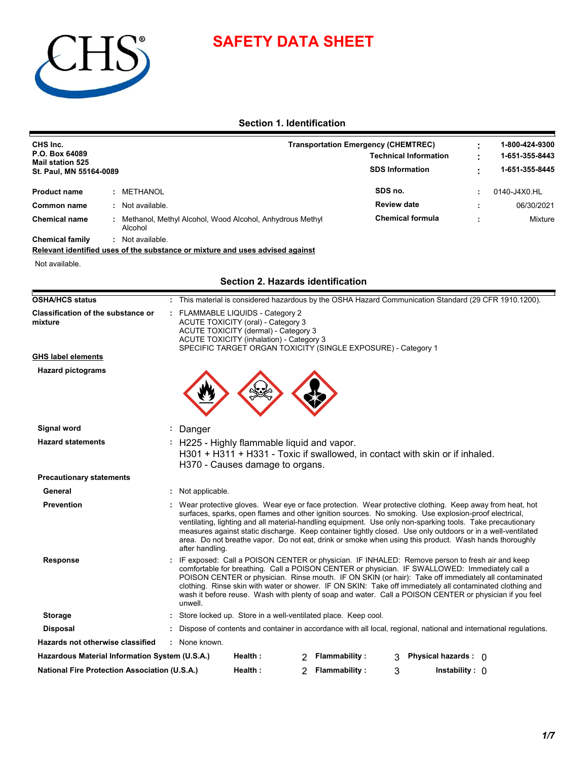# SAFETY DATA SHEET

## Section 1. Identification

**CHS Inc.**
**P.O. Box 64089**
**Mail station 525**
**St. Paul, MN 55164-0089**

| | | |
|---|---|---|
| **Transportation Emergency (CHEMTREC)** | : | **1-800-424-9300** |
| **Technical Information** | : | **1-651-355-8443** |
| **SDS Information** | : | **1-651-355-8445** |

| | | | | | |
|---|---|---|---|---|---|
| **Product name** | : | METHANOL | **SDS no.** | : | 0140-J4X0.HL |
| **Common name** | : | Not available. | **Review date** | : | 06/30/2021 |
| **Chemical name** | : | Methanol, Methyl Alcohol, Wood Alcohol, Anhydrous Methyl Alcohol | **Chemical formula** | : | Mixture |
| **Chemical family** | : | Not available. | | | |

**Relevant identified uses of the substance or mixture and uses advised against**

Not available.

## Section 2. Hazards identification

**OSHA/HCS status** : This material is considered hazardous by the OSHA Hazard Communication Standard (29 CFR 1910.1200).

**Classification of the substance or mixture** :
FLAMMABLE LIQUIDS - Category 2
ACUTE TOXICITY (oral) - Category 3
ACUTE TOXICITY (dermal) - Category 3
ACUTE TOXICITY (inhalation) - Category 3
SPECIFIC TARGET ORGAN TOXICITY (SINGLE EXPOSURE) - Category 1

**GHS label elements**

**Hazard pictograms**

**Signal word** : Danger

**Hazard statements** :
H225 - Highly flammable liquid and vapor.
H301 + H311 + H331 - Toxic if swallowed, in contact with skin or if inhaled.
H370 - Causes damage to organs.

**Precautionary statements**

**General** : Not applicable.

**Prevention** : Wear protective gloves. Wear eye or face protection. Wear protective clothing. Keep away from heat, hot surfaces, sparks, open flames and other ignition sources. No smoking. Use explosion-proof electrical, ventilating, lighting and all material-handling equipment. Use only non-sparking tools. Take precautionary measures against static discharge. Keep container tightly closed. Use only outdoors or in a well-ventilated area. Do not breathe vapor. Do not eat, drink or smoke when using this product. Wash hands thoroughly after handling.

**Response** : IF exposed: Call a POISON CENTER or physician. IF INHALED: Remove person to fresh air and keep comfortable for breathing. Call a POISON CENTER or physician. IF SWALLOWED: Immediately call a POISON CENTER or physician. Rinse mouth. IF ON SKIN (or hair): Take off immediately all contaminated clothing. Rinse skin with water or shower. IF ON SKIN: Take off immediately all contaminated clothing and wash it before reuse. Wash with plenty of soap and water. Call a POISON CENTER or physician if you feel unwell.

**Storage** : Store locked up. Store in a well-ventilated place. Keep cool.

**Disposal** : Dispose of contents and container in accordance with all local, regional, national and international regulations.

**Hazards not otherwise classified** : None known.

| | | | | | | |
|---|---|---|---|---|---|---|
| **Hazardous Material Information System (U.S.A.)** | **Health :** | 2 | **Flammability :** | 3 | **Physical hazards :** | 0 |
| **National Fire Protection Association (U.S.A.)** | **Health :** | 2 | **Flammability :** | 3 | **Instability :** | 0 |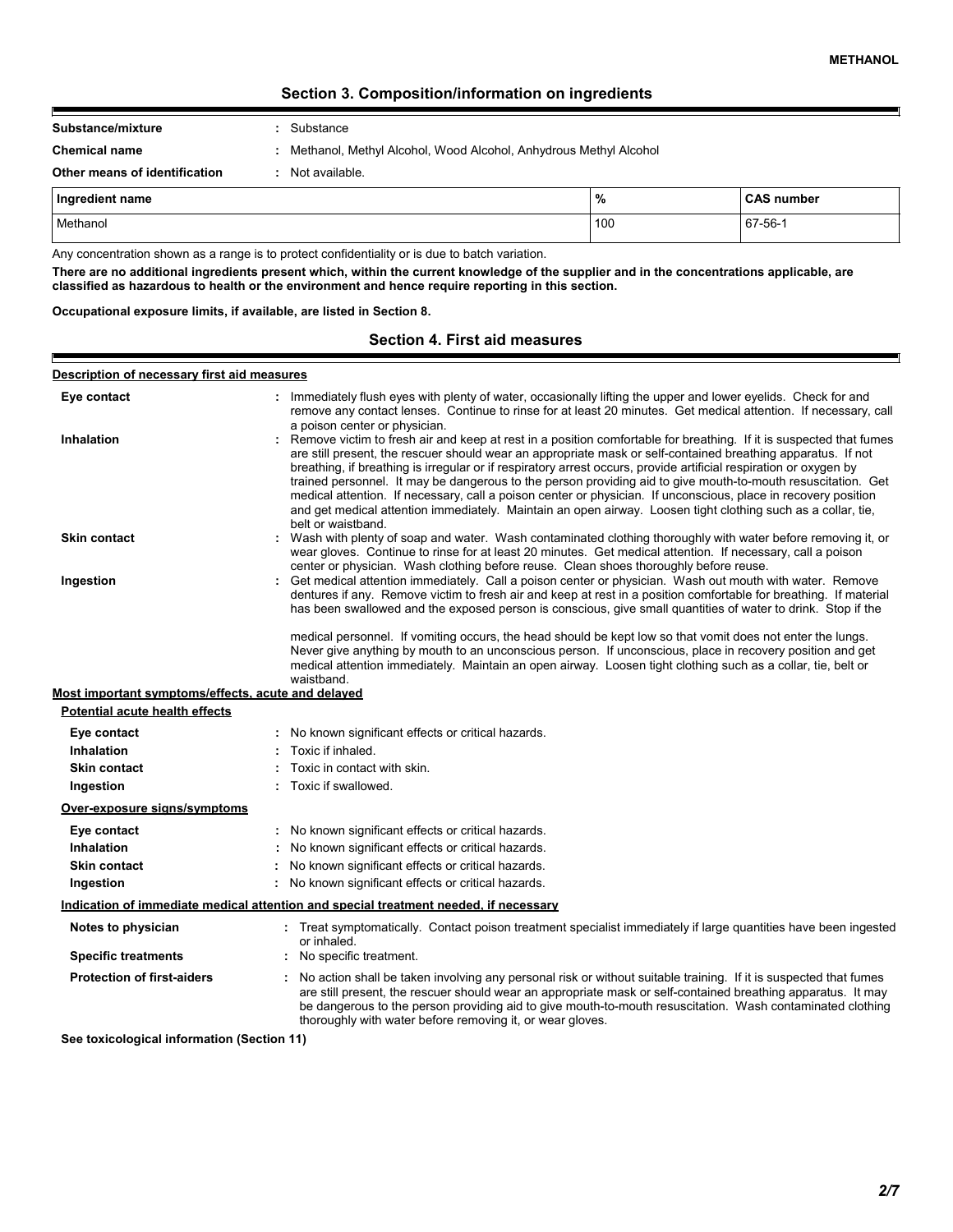## Section 3. Composition/information on ingredients

**Substance/mixture** : Substance

**Chemical name** : Methanol, Methyl Alcohol, Wood Alcohol, Anhydrous Methyl Alcohol

**Other means of identification** : Not available.

| Ingredient name | % | CAS number |
| --- | --- | --- |
| Methanol | 100 | 67-56-1 |

Any concentration shown as a range is to protect confidentiality or is due to batch variation.

**There are no additional ingredients present which, within the current knowledge of the supplier and in the concentrations applicable, are classified as hazardous to health or the environment and hence require reporting in this section.**

**Occupational exposure limits, if available, are listed in Section 8.**

## Section 4. First aid measures

**Description of necessary first aid measures**

**Eye contact** : Immediately flush eyes with plenty of water, occasionally lifting the upper and lower eyelids. Check for and remove any contact lenses. Continue to rinse for at least 20 minutes. Get medical attention. If necessary, call a poison center or physician.

**Inhalation** : Remove victim to fresh air and keep at rest in a position comfortable for breathing. If it is suspected that fumes are still present, the rescuer should wear an appropriate mask or self-contained breathing apparatus. If not breathing, if breathing is irregular or if respiratory arrest occurs, provide artificial respiration or oxygen by trained personnel. It may be dangerous to the person providing aid to give mouth-to-mouth resuscitation. Get medical attention. If necessary, call a poison center or physician. If unconscious, place in recovery position and get medical attention immediately. Maintain an open airway. Loosen tight clothing such as a collar, tie, belt or waistband.

**Skin contact** : Wash with plenty of soap and water. Wash contaminated clothing thoroughly with water before removing it, or wear gloves. Continue to rinse for at least 20 minutes. Get medical attention. If necessary, call a poison center or physician. Wash clothing before reuse. Clean shoes thoroughly before reuse.

**Ingestion** : Get medical attention immediately. Call a poison center or physician. Wash out mouth with water. Remove dentures if any. Remove victim to fresh air and keep at rest in a position comfortable for breathing. If material has been swallowed and the exposed person is conscious, give small quantities of water to drink. Stop if the

medical personnel. If vomiting occurs, the head should be kept low so that vomit does not enter the lungs. Never give anything by mouth to an unconscious person. If unconscious, place in recovery position and get medical attention immediately. Maintain an open airway. Loosen tight clothing such as a collar, tie, belt or waistband.

**Most important symptoms/effects, acute and delayed**

**Potential acute health effects**

**Eye contact** : No known significant effects or critical hazards.

**Inhalation** : Toxic if inhaled.

**Skin contact** : Toxic in contact with skin.

**Ingestion** : Toxic if swallowed.

**Over-exposure signs/symptoms**

**Eye contact** : No known significant effects or critical hazards.

**Inhalation** : No known significant effects or critical hazards.

**Skin contact** : No known significant effects or critical hazards.

**Ingestion** : No known significant effects or critical hazards.

**Indication of immediate medical attention and special treatment needed, if necessary**

**Notes to physician** : Treat symptomatically. Contact poison treatment specialist immediately if large quantities have been ingested or inhaled.

**Specific treatments** : No specific treatment.

**Protection of first-aiders** : No action shall be taken involving any personal risk or without suitable training. If it is suspected that fumes are still present, the rescuer should wear an appropriate mask or self-contained breathing apparatus. It may be dangerous to the person providing aid to give mouth-to-mouth resuscitation. Wash contaminated clothing thoroughly with water before removing it, or wear gloves.

**See toxicological information (Section 11)**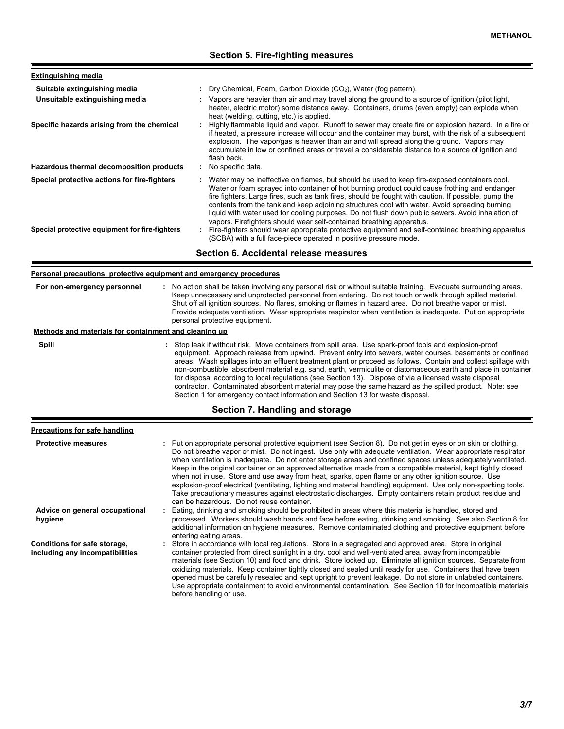## Section 5. Fire-fighting measures

**Extinguishing media**

**Suitable extinguishing media** : Dry Chemical, Foam, Carbon Dioxide ($CO_2$), Water (fog pattern).

**Unsuitable extinguishing media** : Vapors are heavier than air and may travel along the ground to a source of ignition (pilot light, heater, electric motor) some distance away. Containers, drums (even empty) can explode when heat (welding, cutting, etc.) is applied.

**Specific hazards arising from the chemical** : Highly flammable liquid and vapor. Runoff to sewer may create fire or explosion hazard. In a fire or if heated, a pressure increase will occur and the container may burst, with the risk of a subsequent explosion. The vapor/gas is heavier than air and will spread along the ground. Vapors may accumulate in low or confined areas or travel a considerable distance to a source of ignition and flash back.

**Hazardous thermal decomposition products** : No specific data.

**Special protective actions for fire-fighters** : Water may be ineffective on flames, but should be used to keep fire-exposed containers cool. Water or foam sprayed into container of hot burning product could cause frothing and endanger fire fighters. Large fires, such as tank fires, should be fought with caution. If possible, pump the contents from the tank and keep adjoining structures cool with water. Avoid spreading burning liquid with water used for cooling purposes. Do not flush down public sewers. Avoid inhalation of vapors. Firefighters should wear self-contained breathing apparatus.

**Special protective equipment for fire-fighters** : Fire-fighters should wear appropriate protective equipment and self-contained breathing apparatus (SCBA) with a full face-piece operated in positive pressure mode.

## Section 6. Accidental release measures

**Personal precautions, protective equipment and emergency procedures**

**For non-emergency personnel** : No action shall be taken involving any personal risk or without suitable training. Evacuate surrounding areas. Keep unnecessary and unprotected personnel from entering. Do not touch or walk through spilled material. Shut off all ignition sources. No flares, smoking or flames in hazard area. Do not breathe vapor or mist. Provide adequate ventilation. Wear appropriate respirator when ventilation is inadequate. Put on appropriate personal protective equipment.

**Methods and materials for containment and cleaning up**

**Spill** : Stop leak if without risk. Move containers from spill area. Use spark-proof tools and explosion-proof equipment. Approach release from upwind. Prevent entry into sewers, water courses, basements or confined areas. Wash spillages into an effluent treatment plant or proceed as follows. Contain and collect spillage with non-combustible, absorbent material e.g. sand, earth, vermiculite or diatomaceous earth and place in container for disposal according to local regulations (see Section 13). Dispose of via a licensed waste disposal contractor. Contaminated absorbent material may pose the same hazard as the spilled product. Note: see Section 1 for emergency contact information and Section 13 for waste disposal.

## Section 7. Handling and storage

**Precautions for safe handling**

**Protective measures** : Put on appropriate personal protective equipment (see Section 8). Do not get in eyes or on skin or clothing. Do not breathe vapor or mist. Do not ingest. Use only with adequate ventilation. Wear appropriate respirator when ventilation is inadequate. Do not enter storage areas and confined spaces unless adequately ventilated. Keep in the original container or an approved alternative made from a compatible material, kept tightly closed when not in use. Store and use away from heat, sparks, open flame or any other ignition source. Use explosion-proof electrical (ventilating, lighting and material handling) equipment. Use only non-sparking tools. Take precautionary measures against electrostatic discharges. Empty containers retain product residue and can be hazardous. Do not reuse container.

**Advice on general occupational hygiene** : Eating, drinking and smoking should be prohibited in areas where this material is handled, stored and processed. Workers should wash hands and face before eating, drinking and smoking. See also Section 8 for additional information on hygiene measures. Remove contaminated clothing and protective equipment before entering eating areas.

**Conditions for safe storage, including any incompatibilities** : Store in accordance with local regulations. Store in a segregated and approved area. Store in original container protected from direct sunlight in a dry, cool and well-ventilated area, away from incompatible materials (see Section 10) and food and drink. Store locked up. Eliminate all ignition sources. Separate from oxidizing materials. Keep container tightly closed and sealed until ready for use. Containers that have been opened must be carefully resealed and kept upright to prevent leakage. Do not store in unlabeled containers. Use appropriate containment to avoid environmental contamination. See Section 10 for incompatible materials before handling or use.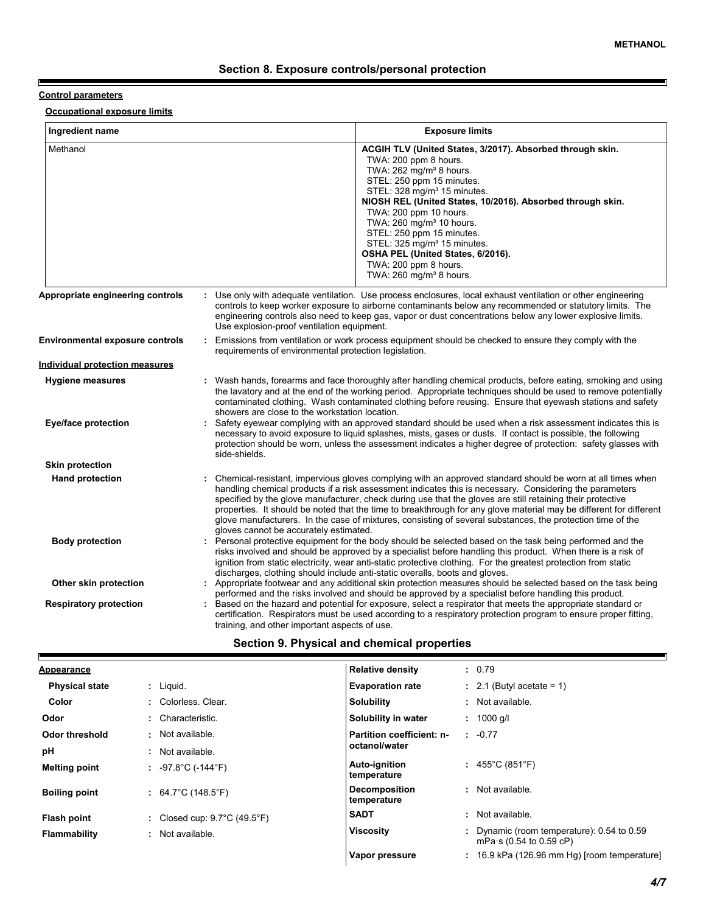## Section 8. Exposure controls/personal protection

**Control parameters**

**Occupational exposure limits**

| Ingredient name | Exposure limits |
| --- | --- |
| Methanol | **ACGIH TLV (United States, 3/2017). Absorbed through skin.**<br>TWA: 200 ppm 8 hours.<br>TWA: 262 mg/m³ 8 hours.<br>STEL: 250 ppm 15 minutes.<br>STEL: 328 mg/m³ 15 minutes.<br>**NIOSH REL (United States, 10/2016). Absorbed through skin.**<br>TWA: 200 ppm 10 hours.<br>TWA: 260 mg/m³ 10 hours.<br>STEL: 250 ppm 15 minutes.<br>STEL: 325 mg/m³ 15 minutes.<br>**OSHA PEL (United States, 6/2016).**<br>TWA: 200 ppm 8 hours.<br>TWA: 260 mg/m³ 8 hours. |

**Appropriate engineering controls** : Use only with adequate ventilation. Use process enclosures, local exhaust ventilation or other engineering controls to keep worker exposure to airborne contaminants below any recommended or statutory limits. The engineering controls also need to keep gas, vapor or dust concentrations below any lower explosive limits. Use explosion-proof ventilation equipment.

**Environmental exposure controls** : Emissions from ventilation or work process equipment should be checked to ensure they comply with the requirements of environmental protection legislation.

**Individual protection measures**

**Hygiene measures** : Wash hands, forearms and face thoroughly after handling chemical products, before eating, smoking and using the lavatory and at the end of the working period. Appropriate techniques should be used to remove potentially contaminated clothing. Wash contaminated clothing before reusing. Ensure that eyewash stations and safety showers are close to the workstation location.

**Eye/face protection** : Safety eyewear complying with an approved standard should be used when a risk assessment indicates this is necessary to avoid exposure to liquid splashes, mists, gases or dusts. If contact is possible, the following protection should be worn, unless the assessment indicates a higher degree of protection: safety glasses with side-shields.

**Skin protection**

**Hand protection** : Chemical-resistant, impervious gloves complying with an approved standard should be worn at all times when handling chemical products if a risk assessment indicates this is necessary. Considering the parameters specified by the glove manufacturer, check during use that the gloves are still retaining their protective properties. It should be noted that the time to breakthrough for any glove material may be different for different glove manufacturers. In the case of mixtures, consisting of several substances, the protection time of the gloves cannot be accurately estimated.

**Body protection** : Personal protective equipment for the body should be selected based on the task being performed and the risks involved and should be approved by a specialist before handling this product. When there is a risk of ignition from static electricity, wear anti-static protective clothing. For the greatest protection from static discharges, clothing should include anti-static overalls, boots and gloves.

**Other skin protection** : Appropriate footwear and any additional skin protection measures should be selected based on the task being performed and the risks involved and should be approved by a specialist before handling this product.

**Respiratory protection** : Based on the hazard and potential for exposure, select a respirator that meets the appropriate standard or certification. Respirators must be used according to a respiratory protection program to ensure proper fitting, training, and other important aspects of use.

## Section 9. Physical and chemical properties

**Appearance**

**Physical state** : Liquid.

**Color** : Colorless. Clear.

**Odor** : Characteristic.

**Odor threshold** : Not available.

**pH** : Not available.

**Melting point** : -97.8°C (-144°F)

**Boiling point** : 64.7°C (148.5°F)

**Flash point** : Closed cup: 9.7°C (49.5°F)

**Flammability** : Not available.

**Relative density** : 0.79

**Evaporation rate** : 2.1 (Butyl acetate = 1)

**Solubility** : Not available.

**Solubility in water** : 1000 g/l

**Partition coefficient: n-octanol/water** : -0.77

**Auto-ignition temperature** : 455°C (851°F)

**Decomposition temperature** : Not available.

**SADT** : Not available.

**Viscosity** : Dynamic (room temperature): 0.54 to 0.59 mPa·s (0.54 to 0.59 cP)

**Vapor pressure** : 16.9 kPa (126.96 mm Hg) [room temperature]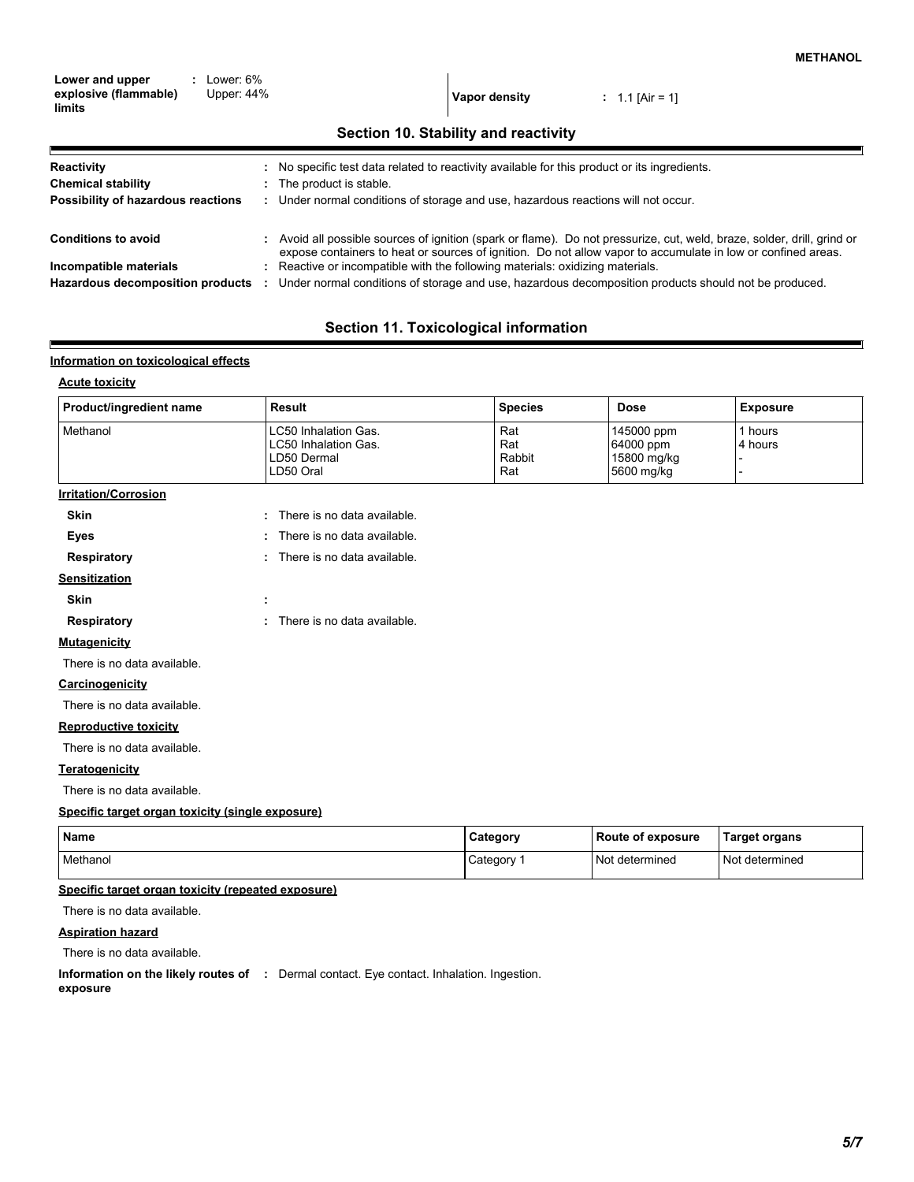| | | | |
|---|---|---|---|
| **Lower and upper explosive (flammable) limits** | : Lower: 6% Upper: 44% | **Vapor density** | : 1.1 [Air = 1] |

## Section 10. Stability and reactivity

**Reactivity** : No specific test data related to reactivity available for this product or its ingredients.

**Chemical stability** : The product is stable.

**Possibility of hazardous reactions** : Under normal conditions of storage and use, hazardous reactions will not occur.

**Conditions to avoid** : Avoid all possible sources of ignition (spark or flame). Do not pressurize, cut, weld, braze, solder, drill, grind or expose containers to heat or sources of ignition. Do not allow vapor to accumulate in low or confined areas.

**Incompatible materials** : Reactive or incompatible with the following materials: oxidizing materials.

**Hazardous decomposition products** : Under normal conditions of storage and use, hazardous decomposition products should not be produced.

## Section 11. Toxicological information

**Information on toxicological effects**

**Acute toxicity**

| Product/ingredient name | Result | Species | Dose | Exposure |
|---|---|---|---|---|
| Methanol | LC50 Inhalation Gas. | Rat | 145000 ppm | 1 hours |
| | LC50 Inhalation Gas. | Rat | 64000 ppm | 4 hours |
| | LD50 Dermal | Rabbit | 15800 mg/kg | - |
| | LD50 Oral | Rat | 5600 mg/kg | - |

**Irritation/Corrosion**

**Skin** : There is no data available.

**Eyes** : There is no data available.

**Respiratory** : There is no data available.

**Sensitization**

**Skin** :

**Respiratory** : There is no data available.

**Mutagenicity**

There is no data available.

**Carcinogenicity**

There is no data available.

**Reproductive toxicity**

There is no data available.

**Teratogenicity**

There is no data available.

**Specific target organ toxicity (single exposure)**

| Name | Category | Route of exposure | Target organs |
|---|---|---|---|
| Methanol | Category 1 | Not determined | Not determined |

**Specific target organ toxicity (repeated exposure)**

There is no data available.

**Aspiration hazard**

There is no data available.

**Information on the likely routes of exposure** : Dermal contact. Eye contact. Inhalation. Ingestion.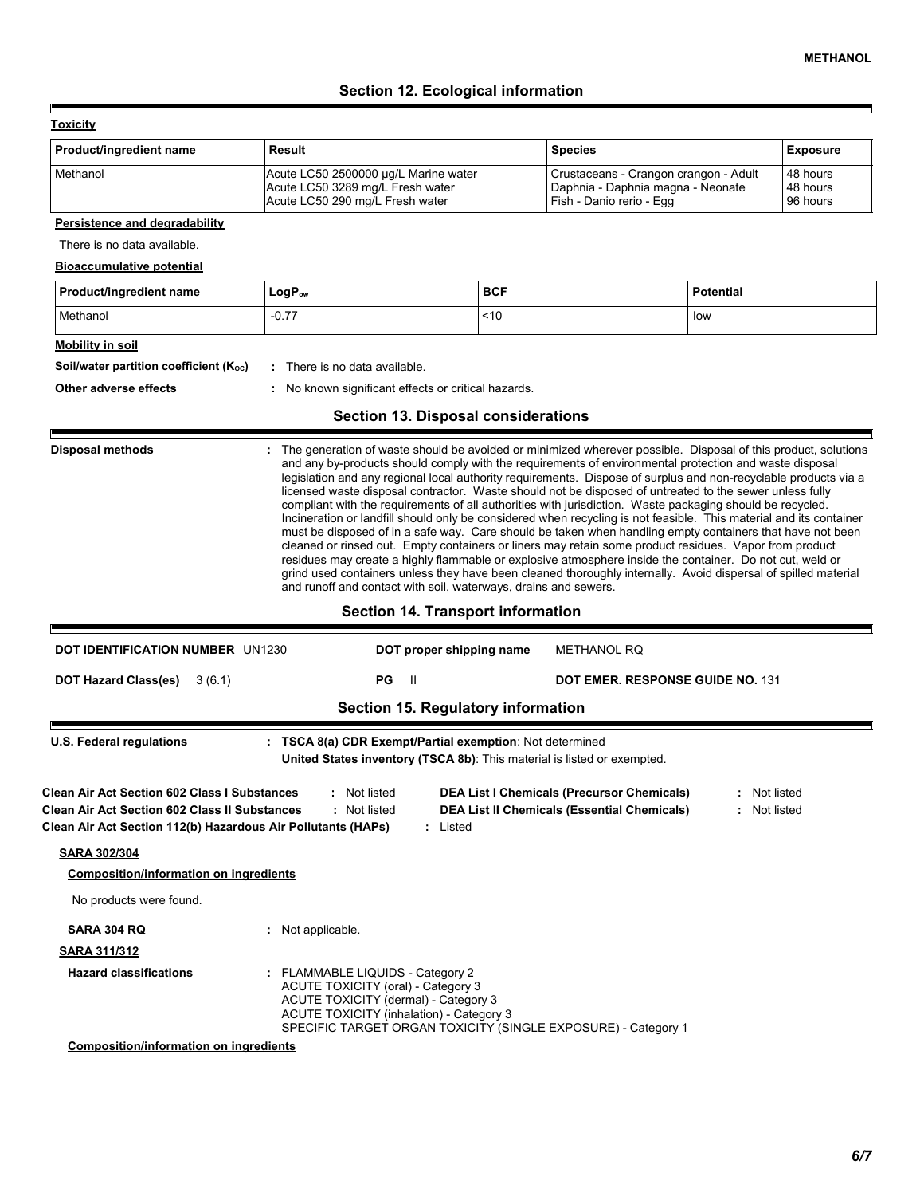## Section 12. Ecological information

**Toxicity**

| Product/ingredient name | Result | Species | Exposure |
|---|---|---|---|
| Methanol | Acute LC50 2500000 µg/L Marine water<br>Acute LC50 3289 mg/L Fresh water<br>Acute LC50 290 mg/L Fresh water | Crustaceans - Crangon crangon - Adult<br>Daphnia - Daphnia magna - Neonate<br>Fish - Danio rerio - Egg | 48 hours<br>48 hours<br>96 hours |

**Persistence and degradability**

There is no data available.

**Bioaccumulative potential**

| Product/ingredient name | $LogP_{ow}$ | BCF | Potential |
|---|---|---|---|
| Methanol | -0.77 | <10 | low |

**Mobility in soil**

**Soil/water partition coefficient ($K_{oc}$)** : There is no data available.

**Other adverse effects** : No known significant effects or critical hazards.

## Section 13. Disposal considerations

**Disposal methods** : The generation of waste should be avoided or minimized wherever possible. Disposal of this product, solutions and any by-products should comply with the requirements of environmental protection and waste disposal legislation and any regional local authority requirements. Dispose of surplus and non-recyclable products via a licensed waste disposal contractor. Waste should not be disposed of untreated to the sewer unless fully compliant with the requirements of all authorities with jurisdiction. Waste packaging should be recycled. Incineration or landfill should only be considered when recycling is not feasible. This material and its container must be disposed of in a safe way. Care should be taken when handling empty containers that have not been cleaned or rinsed out. Empty containers or liners may retain some product residues. Vapor from product residues may create a highly flammable or explosive atmosphere inside the container. Do not cut, weld or grind used containers unless they have been cleaned thoroughly internally. Avoid dispersal of spilled material and runoff and contact with soil, waterways, drains and sewers.

## Section 14. Transport information

**DOT IDENTIFICATION NUMBER** UN1230

**DOT proper shipping name** METHANOL RQ

**DOT Hazard Class(es)** 3 (6.1)

**PG** II

**DOT EMER. RESPONSE GUIDE NO.** 131

## Section 15. Regulatory information

**U.S. Federal regulations** : **TSCA 8(a) CDR Exempt/Partial exemption**: Not determined
**United States inventory (TSCA 8b)**: This material is listed or exempted.

**Clean Air Act Section 602 Class I Substances** : Not listed

**Clean Air Act Section 602 Class II Substances** : Not listed

**Clean Air Act Section 112(b) Hazardous Air Pollutants (HAPs)** : Listed

**DEA List I Chemicals (Precursor Chemicals)** : Not listed

**DEA List II Chemicals (Essential Chemicals)** : Not listed

**SARA 302/304**

**Composition/information on ingredients**

No products were found.

**SARA 304 RQ** : Not applicable.

**SARA 311/312**

**Hazard classifications** : FLAMMABLE LIQUIDS - Category 2
ACUTE TOXICITY (oral) - Category 3
ACUTE TOXICITY (dermal) - Category 3
ACUTE TOXICITY (inhalation) - Category 3
SPECIFIC TARGET ORGAN TOXICITY (SINGLE EXPOSURE) - Category 1

**Composition/information on ingredients**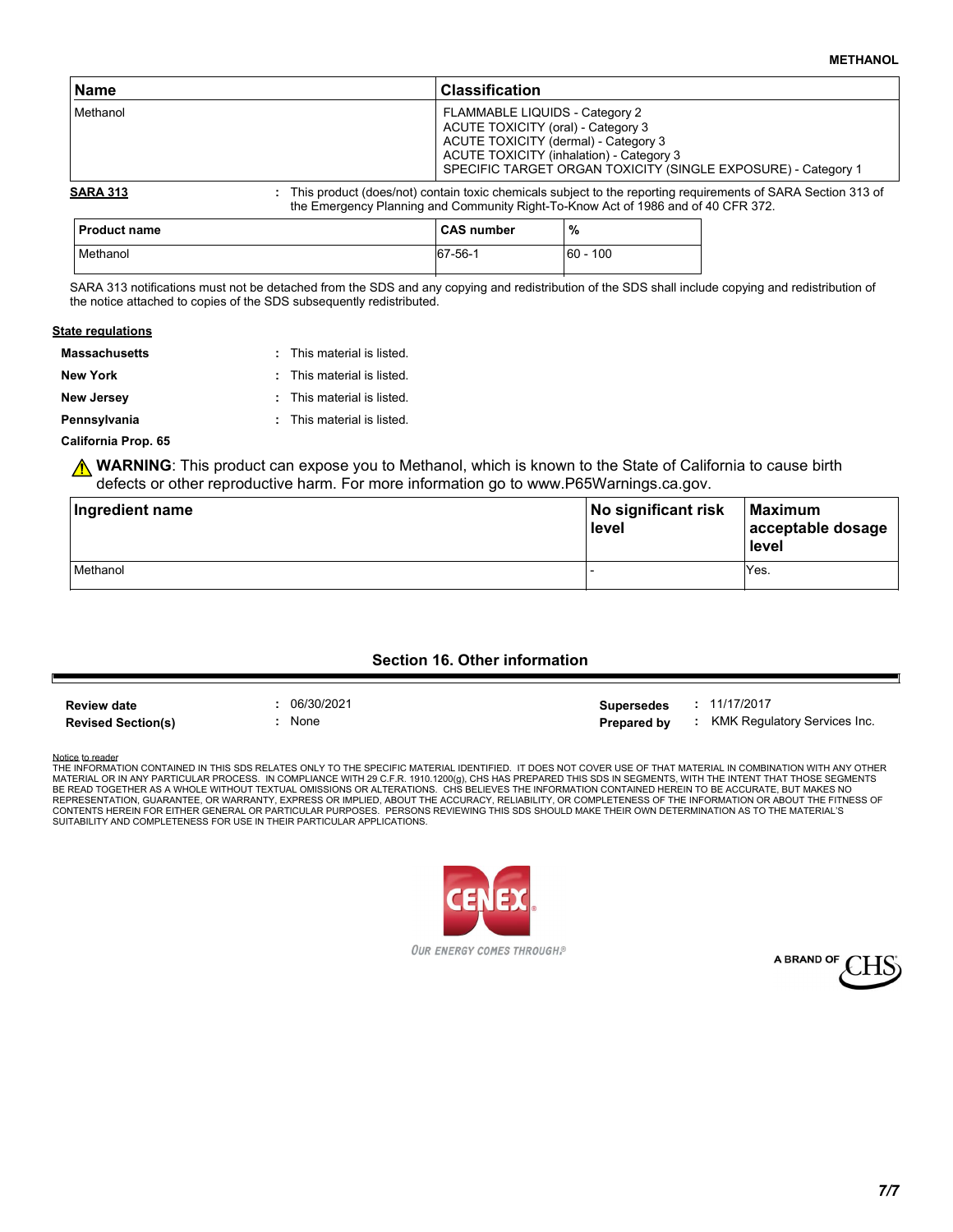| Name | Classification |
| --- | --- |
| Methanol | FLAMMABLE LIQUIDS - Category 2<br>ACUTE TOXICITY (oral) - Category 3<br>ACUTE TOXICITY (dermal) - Category 3<br>ACUTE TOXICITY (inhalation) - Category 3<br>SPECIFIC TARGET ORGAN TOXICITY (SINGLE EXPOSURE) - Category 1 |

**SARA 313** : This product (does/not) contain toxic chemicals subject to the reporting requirements of SARA Section 313 of the Emergency Planning and Community Right-To-Know Act of 1986 and of 40 CFR 372.

| Product name | CAS number | % |
| --- | --- | --- |
| Methanol | 67-56-1 | 60 - 100 |

SARA 313 notifications must not be detached from the SDS and any copying and redistribution of the SDS shall include copying and redistribution of the notice attached to copies of the SDS subsequently redistributed.

**State regulations**

**Massachusetts** : This material is listed.

**New York** : This material is listed.

**New Jersey** : This material is listed.

**Pennsylvania** : This material is listed.

**California Prop. 65**

⚠ **WARNING**: This product can expose you to Methanol, which is known to the State of California to cause birth defects or other reproductive harm. For more information go to www.P65Warnings.ca.gov.

| Ingredient name | No significant risk level | Maximum acceptable dosage level |
| --- | --- | --- |
| Methanol | - | Yes. |

## Section 16. Other information

**Review date** : 06/30/2021

**Supersedes** : 11/17/2017

**Revised Section(s)** : None

**Prepared by** : KMK Regulatory Services Inc.

Notice to reader

THE INFORMATION CONTAINED IN THIS SDS RELATES ONLY TO THE SPECIFIC MATERIAL IDENTIFIED. IT DOES NOT COVER USE OF THAT MATERIAL IN COMBINATION WITH ANY OTHER MATERIAL OR IN ANY PARTICULAR PROCESS. IN COMPLIANCE WITH 29 C.F.R. 1910.1200(g), CHS HAS PREPARED THIS SDS IN SEGMENTS, WITH THE INTENT THAT THOSE SEGMENTS BE READ TOGETHER AS A WHOLE WITHOUT TEXTUAL OMISSIONS OR ALTERATIONS. CHS BELIEVES THE INFORMATION CONTAINED HEREIN TO BE ACCURATE, BUT MAKES NO REPRESENTATION, GUARANTEE, OR WARRANTY, EXPRESS OR IMPLIED, ABOUT THE ACCURACY, RELIABILITY, OR COMPLETENESS OF THE INFORMATION OR ABOUT THE FITNESS OF CONTENTS HEREIN FOR EITHER GENERAL OR PARTICULAR PURPOSES. PERSONS REVIEWING THIS SDS SHOULD MAKE THEIR OWN DETERMINATION AS TO THE MATERIAL'S SUITABILITY AND COMPLETENESS FOR USE IN THEIR PARTICULAR APPLICATIONS.

CENEX®

OUR ENERGY COMES THROUGH®

A BRAND OF CHS